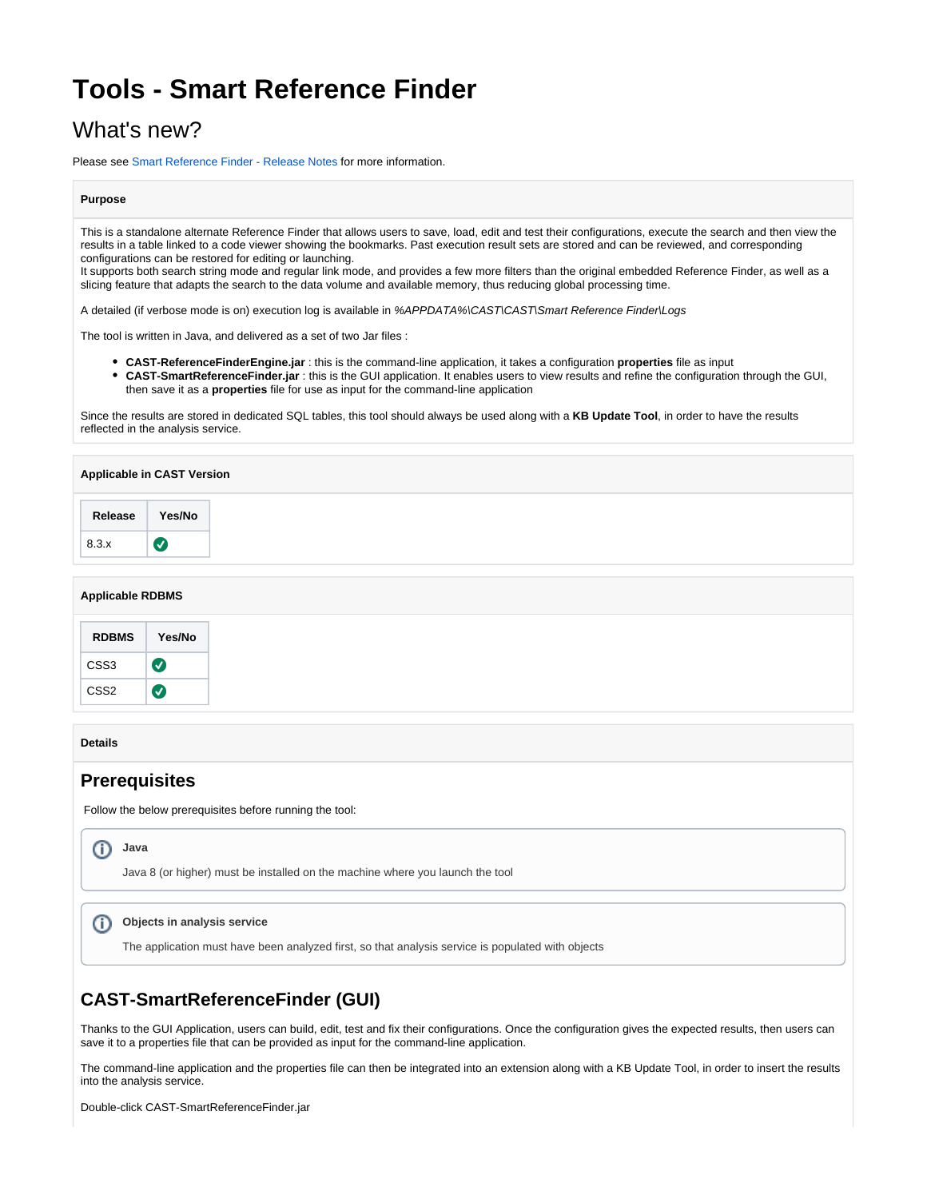# Tools - Smart Reference Finder

## What's new?

Please see Smart Reference Finder - Release Notes for more information.

**Purpose**

This is a standalone alternate Reference Finder that allows users to save, load, edit and test their configurations, execute the search and then view the results in a table linked to a code viewer showing the bookmarks. Past execution result sets are stored and can be reviewed, and corresponding configurations can be restored for editing or launching.
It supports both search string mode and regular link mode, and provides a few more filters than the original embedded Reference Finder, as well as a slicing feature that adapts the search to the data volume and available memory, thus reducing global processing time.

A detailed (if verbose mode is on) execution log is available in *%APPDATA%\CAST\CAST\Smart Reference Finder\Logs*

The tool is written in Java, and delivered as a set of two Jar files :

- **CAST-ReferenceFinderEngine.jar** : this is the command-line application, it takes a configuration **properties** file as input
- **CAST-SmartReferenceFinder.jar** : this is the GUI application. It enables users to view results and refine the configuration through the GUI, then save it as a **properties** file for use as input for the command-line application

Since the results are stored in dedicated SQL tables, this tool should always be used along with a **KB Update Tool**, in order to have the results reflected in the analysis service.

**Applicable in CAST Version**

| Release | Yes/No |
|---|---|
| 8.3.x | ✅ |

**Applicable RDBMS**

| RDBMS | Yes/No |
|---|---|
| CSS3 | ✅ |
| CSS2 | ✅ |

**Details**

### Prerequisites

Follow the below prerequisites before running the tool:

> **Java**
>
> Java 8 (or higher) must be installed on the machine where you launch the tool

> **Objects in analysis service**
>
> The application must have been analyzed first, so that analysis service is populated with objects

### CAST-SmartReferenceFinder (GUI)

Thanks to the GUI Application, users can build, edit, test and fix their configurations. Once the configuration gives the expected results, then users can save it to a properties file that can be provided as input for the command-line application.

The command-line application and the properties file can then be integrated into an extension along with a KB Update Tool, in order to insert the results into the analysis service.

Double-click CAST-SmartReferenceFinder.jar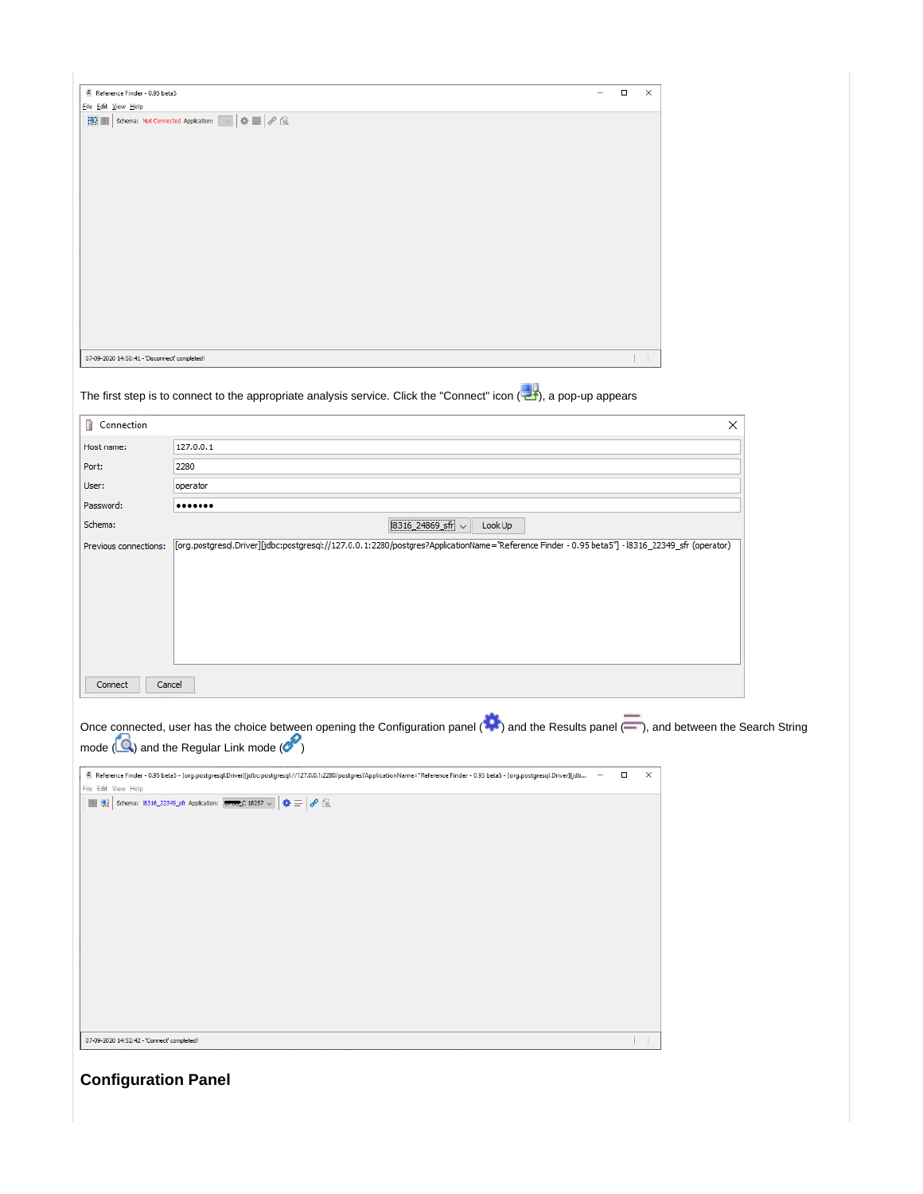The first step is to connect to the appropriate analysis service. Click the "Connect" icon ( ), a pop-up appears

Once connected, user has the choice between opening the Configuration panel ( ) and the Results panel ( ), and between the Search String mode ( ) and the Regular Link mode ( )

## Configuration Panel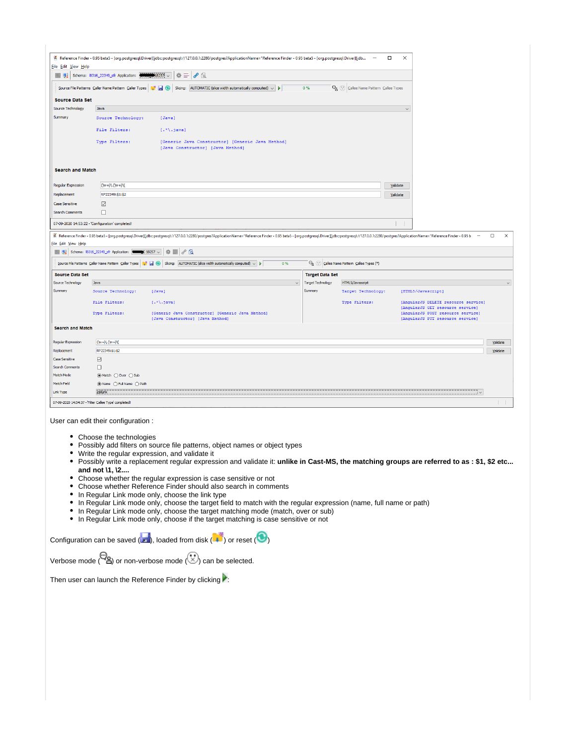User can edit their configuration :

- Choose the technologies
- Possibly add filters on source file patterns, object names or object types
- Write the regular expression, and validate it
- Possibly write a replacement regular expression and validate it: **unlike in Cast-MS, the matching groups are referred to as : $1, $2 etc... and not \1, \2....**
- Choose whether the regular expression is case sensitive or not
- Choose whether Reference Finder should also search in comments
- In Regular Link mode only, choose the link type
- In Regular Link mode only, choose the target field to match with the regular expression (name, full name or path)
- In Regular Link mode only, choose the target matching mode (match, over or sub)
- In Regular Link mode only, choose if the target matching is case sensitive or not

Configuration can be saved ( ), loaded from disk ( ) or reset ( )

Verbose mode ( ) or non-verbose mode ( ) can be selected.

Then user can launch the Reference Finder by clicking :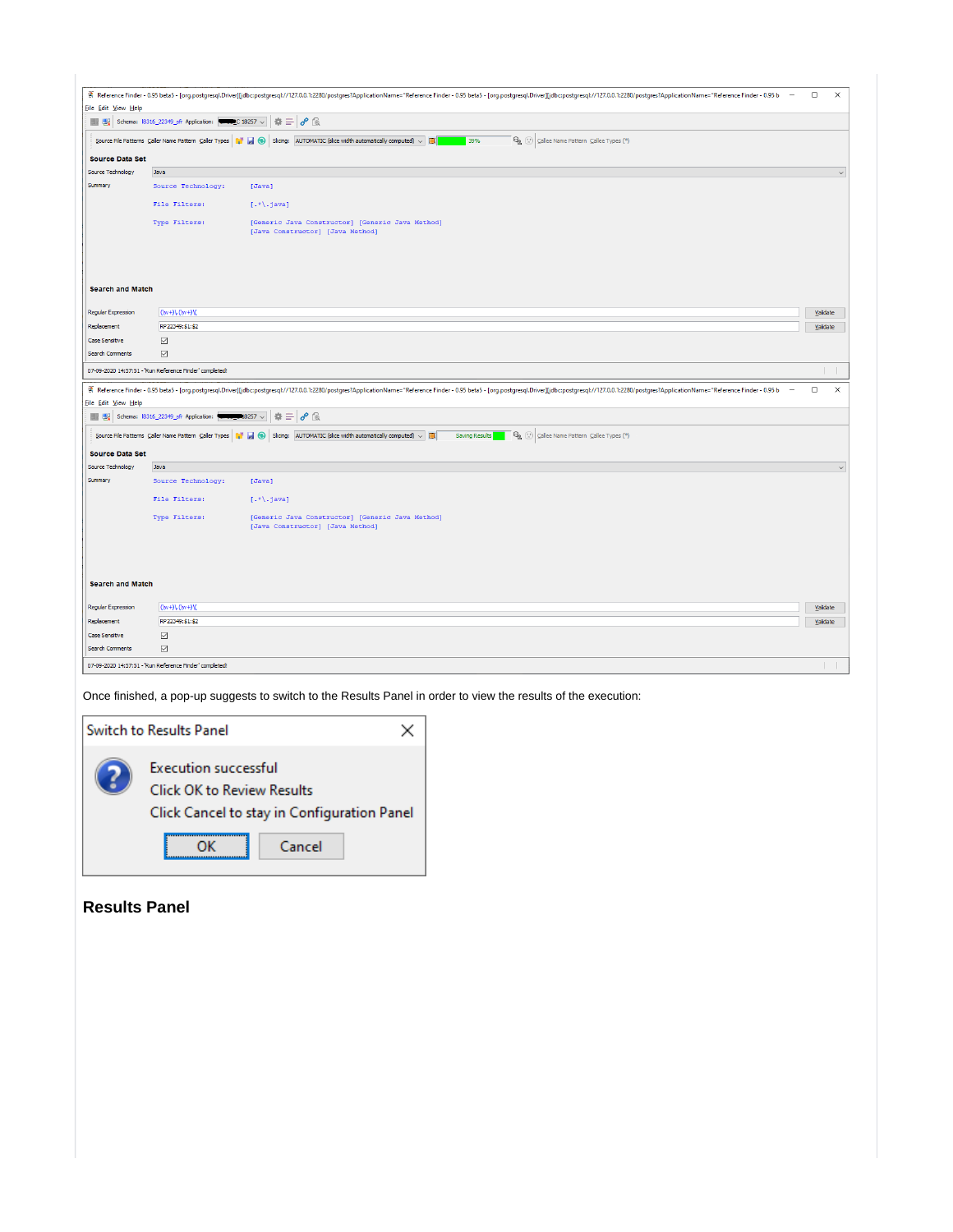Once finished, a pop-up suggests to switch to the Results Panel in order to view the results of the execution:

## Results Panel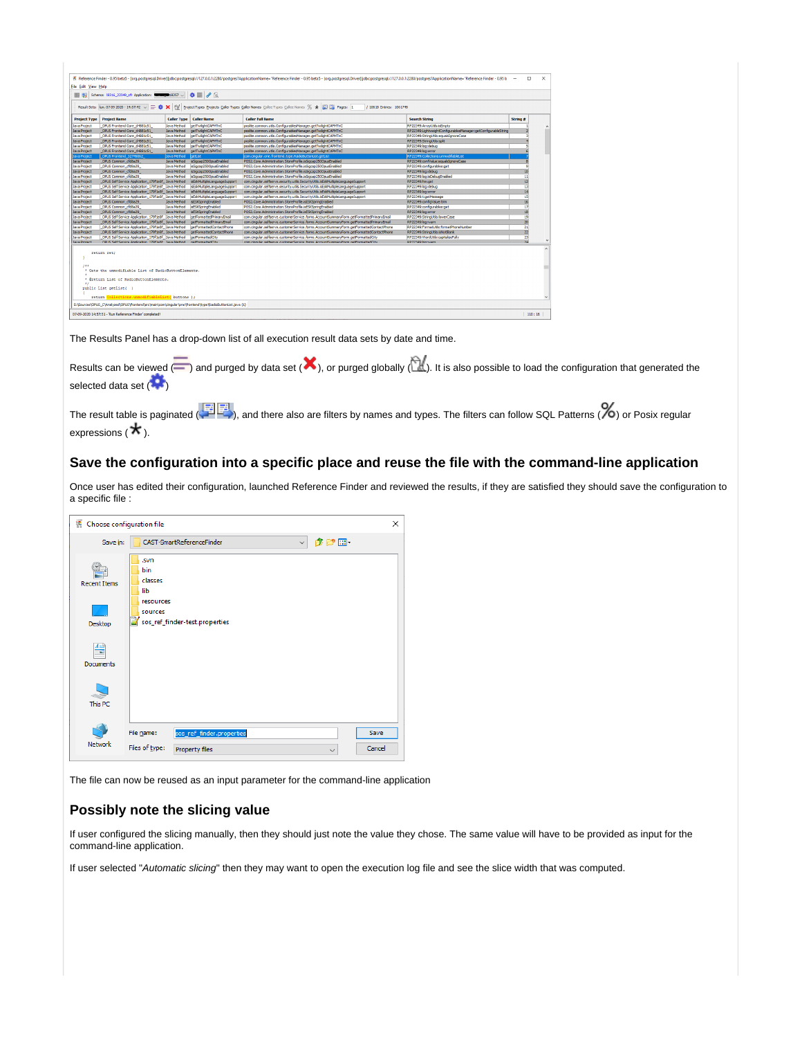The Results Panel has a drop-down list of all execution result data sets by date and time.

Results can be viewed ( ) and purged by data set ( ), or purged globally ( ). It is also possible to load the configuration that generated the selected data set ( )

The result table is paginated ( ), and there also are filters by names and types. The filters can follow SQL Patterns ( ) or Posix regular expressions ( ).

## Save the configuration into a specific place and reuse the file with the command-line application

Once user has edited their configuration, launched Reference Finder and reviewed the results, if they are satisfied they should save the configuration to a specific file :

The file can now be reused as an input parameter for the command-line application

## Possibly note the slicing value

If user configured the slicing manually, then they should just note the value they chose. The same value will have to be provided as input for the command-line application.

If user selected "*Automatic slicing*" then they may want to open the execution log file and see the slice width that was computed.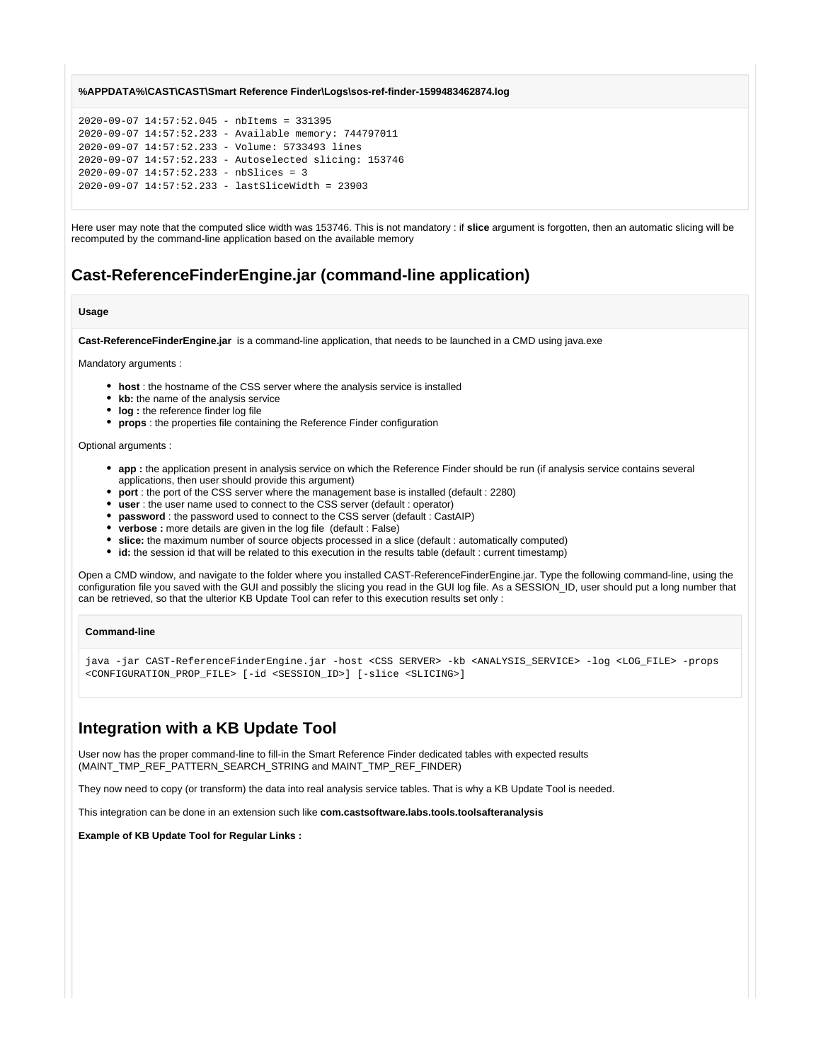**%APPDATA%\CAST\CAST\Smart Reference Finder\Logs\sos-ref-finder-1599483462874.log**

```
2020-09-07 14:57:52.045 - nbItems = 331395
2020-09-07 14:57:52.233 - Available memory: 744797011
2020-09-07 14:57:52.233 - Volume: 5733493 lines
2020-09-07 14:57:52.233 - Autoselected slicing: 153746
2020-09-07 14:57:52.233 - nbSlices = 3
2020-09-07 14:57:52.233 - lastSliceWidth = 23903
```

Here user may note that the computed slice width was 153746. This is not mandatory : if **slice** argument is forgotten, then an automatic slicing will be recomputed by the command-line application based on the available memory

## Cast-ReferenceFinderEngine.jar (command-line application)

**Usage**

**Cast-ReferenceFinderEngine.jar** is a command-line application, that needs to be launched in a CMD using java.exe

Mandatory arguments :

- **host** : the hostname of the CSS server where the analysis service is installed
- **kb:** the name of the analysis service
- **log :** the reference finder log file
- **props** : the properties file containing the Reference Finder configuration

Optional arguments :

- **app :** the application present in analysis service on which the Reference Finder should be run (if analysis service contains several applications, then user should provide this argument)
- **port** : the port of the CSS server where the management base is installed (default : 2280)
- **user** : the user name used to connect to the CSS server (default : operator)
- **password** : the password used to connect to the CSS server (default : CastAIP)
- **verbose :** more details are given in the log file (default : False)
- **slice:** the maximum number of source objects processed in a slice (default : automatically computed)
- **id:** the session id that will be related to this execution in the results table (default : current timestamp)

Open a CMD window, and navigate to the folder where you installed CAST-ReferenceFinderEngine.jar. Type the following command-line, using the configuration file you saved with the GUI and possibly the slicing you read in the GUI log file. As a SESSION_ID, user should put a long number that can be retrieved, so that the ulterior KB Update Tool can refer to this execution results set only :

**Command-line**

```
java -jar CAST-ReferenceFinderEngine.jar -host <CSS SERVER> -kb <ANALYSIS_SERVICE> -log <LOG_FILE> -props <CONFIGURATION_PROP_FILE> [-id <SESSION_ID>] [-slice <SLICING>]
```

## Integration with a KB Update Tool

User now has the proper command-line to fill-in the Smart Reference Finder dedicated tables with expected results (MAINT_TMP_REF_PATTERN_SEARCH_STRING and MAINT_TMP_REF_FINDER)

They now need to copy (or transform) the data into real analysis service tables. That is why a KB Update Tool is needed.

This integration can be done in an extension such like **com.castsoftware.labs.tools.toolsafteranalysis**

**Example of KB Update Tool for Regular Links :**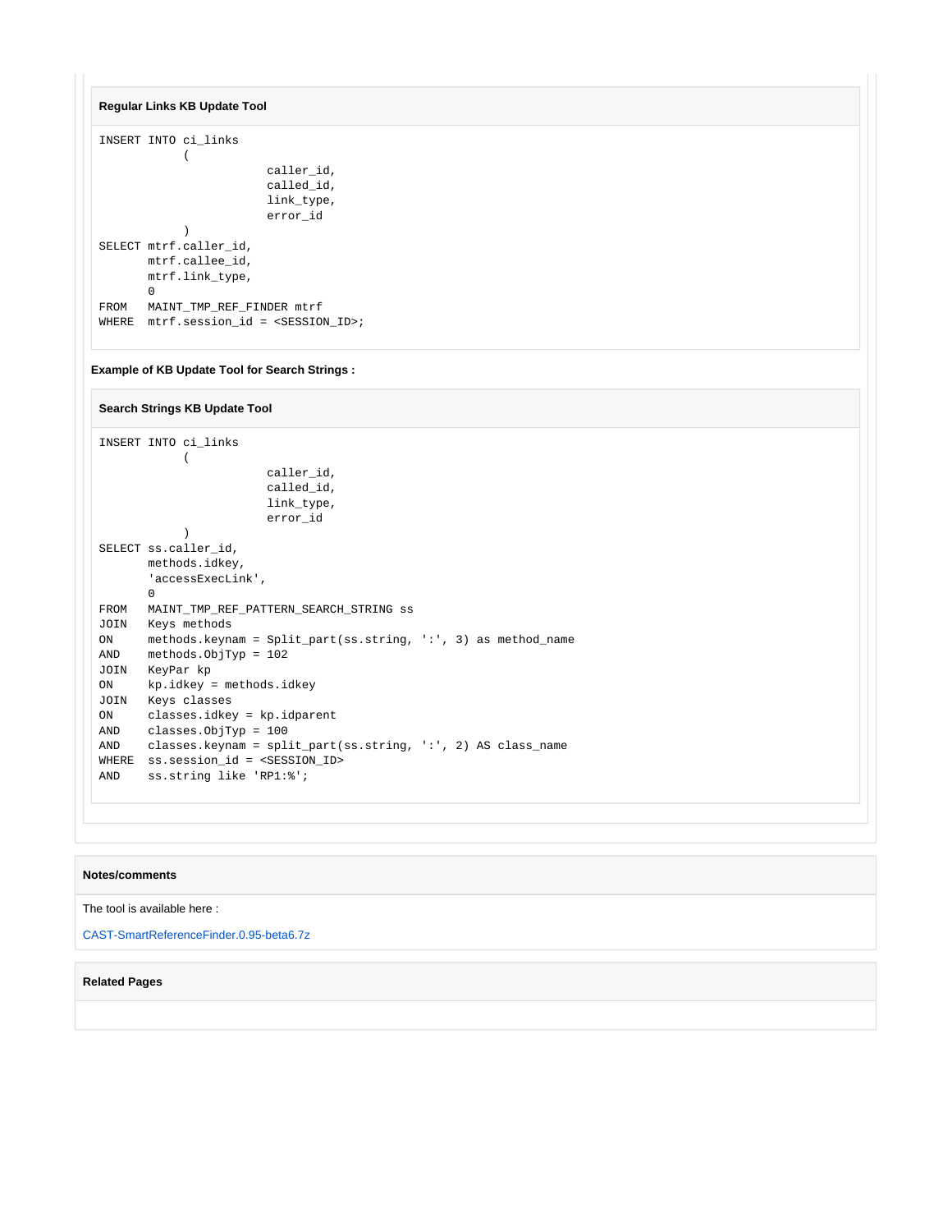**Regular Links KB Update Tool**

```
INSERT INTO ci_links
            (
                        caller_id,
                        called_id,
                        link_type,
                        error_id
            )
SELECT mtrf.caller_id,
       mtrf.callee_id,
       mtrf.link_type,
       0
FROM   MAINT_TMP_REF_FINDER mtrf
WHERE  mtrf.session_id = <SESSION_ID>;
```

**Example of KB Update Tool for Search Strings :**

**Search Strings KB Update Tool**

```
INSERT INTO ci_links
            (
                        caller_id,
                        called_id,
                        link_type,
                        error_id
            )
SELECT ss.caller_id,
       methods.idkey,
       'accessExecLink',
       0
FROM   MAINT_TMP_REF_PATTERN_SEARCH_STRING ss
JOIN   Keys methods
ON     methods.keynam = Split_part(ss.string, ':', 3) as method_name
AND    methods.ObjTyp = 102
JOIN   KeyPar kp
ON     kp.idkey = methods.idkey
JOIN   Keys classes
ON     classes.idkey = kp.idparent
AND    classes.ObjTyp = 100
AND    classes.keynam = split_part(ss.string, ':', 2) AS class_name
WHERE  ss.session_id = <SESSION_ID>
AND    ss.string like 'RP1:%';
```

**Notes/comments**

The tool is available here :

CAST-SmartReferenceFinder.0.95-beta6.7z

**Related Pages**